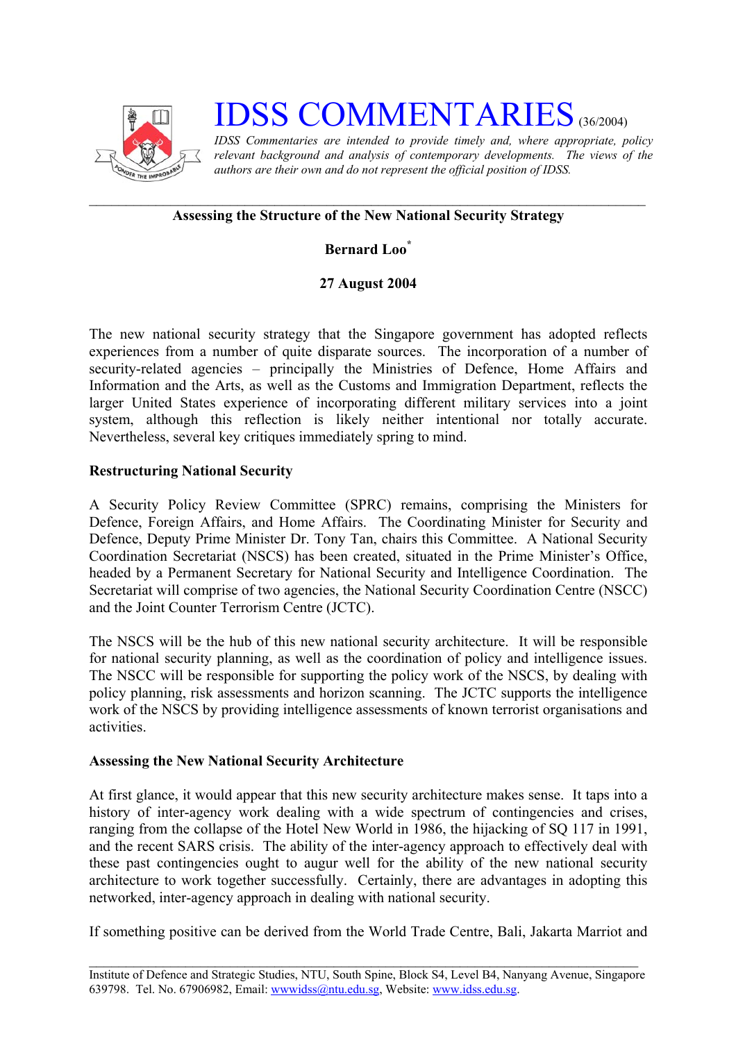# IDSS COMMENTARIES (36/2004)

*IDSS Commentaries are intended to provide timely and, where appropriate, policy relevant background and analysis of contemporary developments. The views of the authors are their own and do not represent the official position of IDSS.*

---

## Assessing the Structure of the New National Security Strategy

**Bernard Loo***

**27 August 2004**

The new national security strategy that the Singapore government has adopted reflects experiences from a number of quite disparate sources. The incorporation of a number of security-related agencies – principally the Ministries of Defence, Home Affairs and Information and the Arts, as well as the Customs and Immigration Department, reflects the larger United States experience of incorporating different military services into a joint system, although this reflection is likely neither intentional nor totally accurate. Nevertheless, several key critiques immediately spring to mind.

### Restructuring National Security

A Security Policy Review Committee (SPRC) remains, comprising the Ministers for Defence, Foreign Affairs, and Home Affairs. The Coordinating Minister for Security and Defence, Deputy Prime Minister Dr. Tony Tan, chairs this Committee. A National Security Coordination Secretariat (NSCS) has been created, situated in the Prime Minister's Office, headed by a Permanent Secretary for National Security and Intelligence Coordination. The Secretariat will comprise of two agencies, the National Security Coordination Centre (NSCC) and the Joint Counter Terrorism Centre (JCTC).

The NSCS will be the hub of this new national security architecture. It will be responsible for national security planning, as well as the coordination of policy and intelligence issues. The NSCC will be responsible for supporting the policy work of the NSCS, by dealing with policy planning, risk assessments and horizon scanning. The JCTC supports the intelligence work of the NSCS by providing intelligence assessments of known terrorist organisations and activities.

### Assessing the New National Security Architecture

At first glance, it would appear that this new security architecture makes sense. It taps into a history of inter-agency work dealing with a wide spectrum of contingencies and crises, ranging from the collapse of the Hotel New World in 1986, the hijacking of SQ 117 in 1991, and the recent SARS crisis. The ability of the inter-agency approach to effectively deal with these past contingencies ought to augur well for the ability of the new national security architecture to work together successfully. Certainly, there are advantages in adopting this networked, inter-agency approach in dealing with national security.

If something positive can be derived from the World Trade Centre, Bali, Jakarta Marriot and

---

Institute of Defence and Strategic Studies, NTU, South Spine, Block S4, Level B4, Nanyang Avenue, Singapore 639798. Tel. No. 67906982, Email: wwwidss@ntu.edu.sg, Website: www.idss.edu.sg.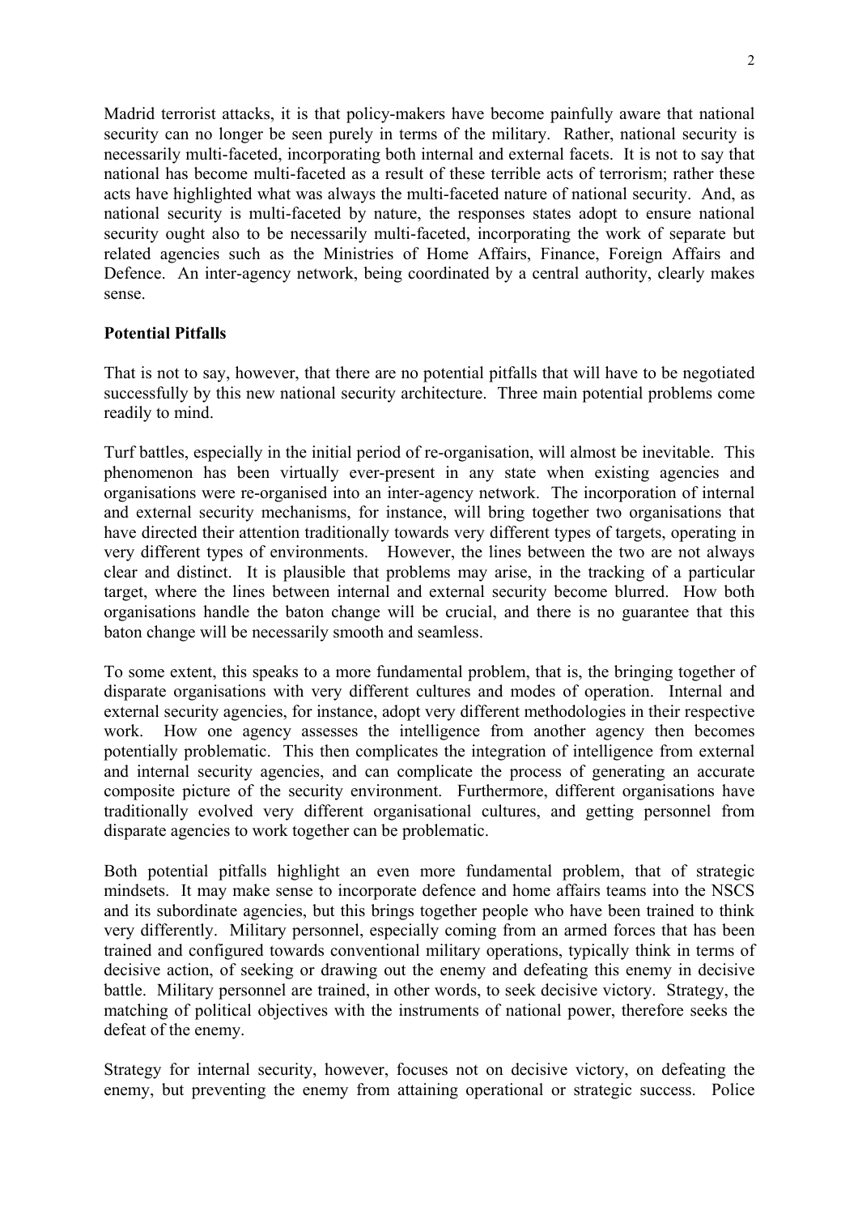Madrid terrorist attacks, it is that policy-makers have become painfully aware that national security can no longer be seen purely in terms of the military. Rather, national security is necessarily multi-faceted, incorporating both internal and external facets. It is not to say that national has become multi-faceted as a result of these terrible acts of terrorism; rather these acts have highlighted what was always the multi-faceted nature of national security. And, as national security is multi-faceted by nature, the responses states adopt to ensure national security ought also to be necessarily multi-faceted, incorporating the work of separate but related agencies such as the Ministries of Home Affairs, Finance, Foreign Affairs and Defence. An inter-agency network, being coordinated by a central authority, clearly makes sense.

**Potential Pitfalls**

That is not to say, however, that there are no potential pitfalls that will have to be negotiated successfully by this new national security architecture. Three main potential problems come readily to mind.

Turf battles, especially in the initial period of re-organisation, will almost be inevitable. This phenomenon has been virtually ever-present in any state when existing agencies and organisations were re-organised into an inter-agency network. The incorporation of internal and external security mechanisms, for instance, will bring together two organisations that have directed their attention traditionally towards very different types of targets, operating in very different types of environments. However, the lines between the two are not always clear and distinct. It is plausible that problems may arise, in the tracking of a particular target, where the lines between internal and external security become blurred. How both organisations handle the baton change will be crucial, and there is no guarantee that this baton change will be necessarily smooth and seamless.

To some extent, this speaks to a more fundamental problem, that is, the bringing together of disparate organisations with very different cultures and modes of operation. Internal and external security agencies, for instance, adopt very different methodologies in their respective work. How one agency assesses the intelligence from another agency then becomes potentially problematic. This then complicates the integration of intelligence from external and internal security agencies, and can complicate the process of generating an accurate composite picture of the security environment. Furthermore, different organisations have traditionally evolved very different organisational cultures, and getting personnel from disparate agencies to work together can be problematic.

Both potential pitfalls highlight an even more fundamental problem, that of strategic mindsets. It may make sense to incorporate defence and home affairs teams into the NSCS and its subordinate agencies, but this brings together people who have been trained to think very differently. Military personnel, especially coming from an armed forces that has been trained and configured towards conventional military operations, typically think in terms of decisive action, of seeking or drawing out the enemy and defeating this enemy in decisive battle. Military personnel are trained, in other words, to seek decisive victory. Strategy, the matching of political objectives with the instruments of national power, therefore seeks the defeat of the enemy.

Strategy for internal security, however, focuses not on decisive victory, on defeating the enemy, but preventing the enemy from attaining operational or strategic success. Police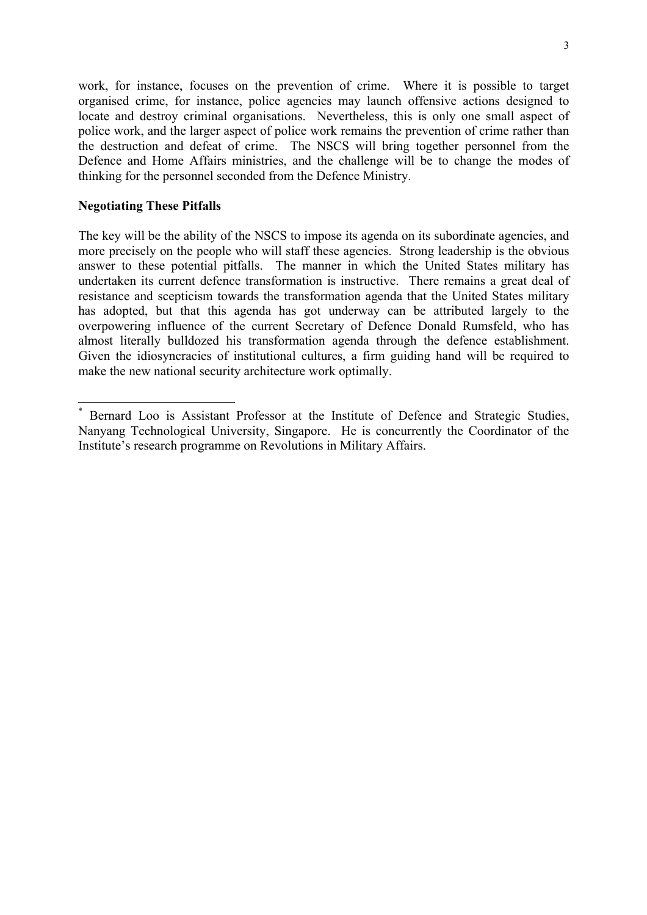work, for instance, focuses on the prevention of crime. Where it is possible to target organised crime, for instance, police agencies may launch offensive actions designed to locate and destroy criminal organisations. Nevertheless, this is only one small aspect of police work, and the larger aspect of police work remains the prevention of crime rather than the destruction and defeat of crime. The NSCS will bring together personnel from the Defence and Home Affairs ministries, and the challenge will be to change the modes of thinking for the personnel seconded from the Defence Ministry.

**Negotiating These Pitfalls**

The key will be the ability of the NSCS to impose its agenda on its subordinate agencies, and more precisely on the people who will staff these agencies. Strong leadership is the obvious answer to these potential pitfalls. The manner in which the United States military has undertaken its current defence transformation is instructive. There remains a great deal of resistance and scepticism towards the transformation agenda that the United States military has adopted, but that this agenda has got underway can be attributed largely to the overpowering influence of the current Secretary of Defence Donald Rumsfeld, who has almost literally bulldozed his transformation agenda through the defence establishment. Given the idiosyncracies of institutional cultures, a firm guiding hand will be required to make the new national security architecture work optimally.

---

[*] Bernard Loo is Assistant Professor at the Institute of Defence and Strategic Studies, Nanyang Technological University, Singapore. He is concurrently the Coordinator of the Institute's research programme on Revolutions in Military Affairs.